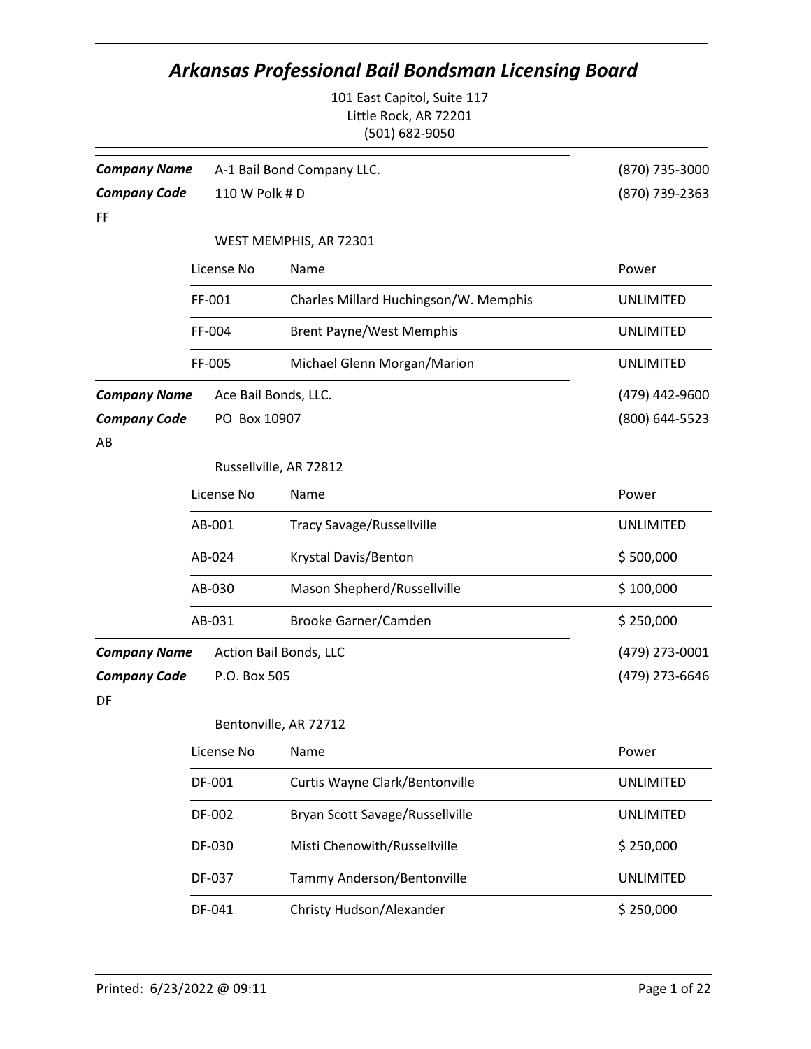# Arkansas Professional Bail Bondsman Licensing Board

101 East Capitol, Suite 117
Little Rock, AR 72201
(501) 682-9050

***Company Name*** A-1 Bail Bond Company LLC. — (870) 735-3000
***Company Code*** FF — 110 W Polk # D — (870) 739-2363
WEST MEMPHIS, AR 72301

| License No | Name | Power |
|---|---|---|
| FF-001 | Charles Millard Huchingson/W. Memphis | UNLIMITED |
| FF-004 | Brent Payne/West Memphis | UNLIMITED |
| FF-005 | Michael Glenn Morgan/Marion | UNLIMITED |

***Company Name*** Ace Bail Bonds, LLC. — (479) 442-9600
***Company Code*** AB — PO Box 10907 — (800) 644-5523
Russellville, AR 72812

| License No | Name | Power |
|---|---|---|
| AB-001 | Tracy Savage/Russellville | UNLIMITED |
| AB-024 | Krystal Davis/Benton | $ 500,000 |
| AB-030 | Mason Shepherd/Russellville | $ 100,000 |
| AB-031 | Brooke Garner/Camden | $ 250,000 |

***Company Name*** Action Bail Bonds, LLC — (479) 273-0001
***Company Code*** DF — P.O. Box 505 — (479) 273-6646
Bentonville, AR 72712

| License No | Name | Power |
|---|---|---|
| DF-001 | Curtis Wayne Clark/Bentonville | UNLIMITED |
| DF-002 | Bryan Scott Savage/Russellville | UNLIMITED |
| DF-030 | Misti Chenowith/Russellville | $ 250,000 |
| DF-037 | Tammy Anderson/Bentonville | UNLIMITED |
| DF-041 | Christy Hudson/Alexander | $ 250,000 |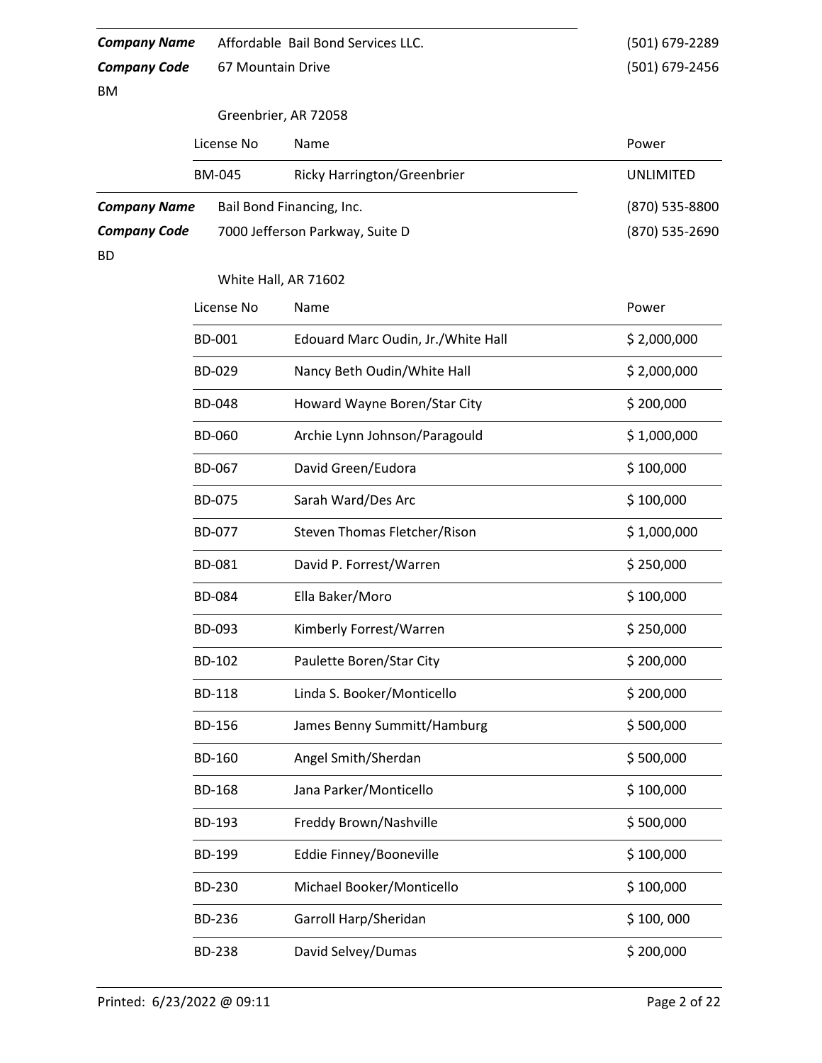**Company Name** Affordable Bail Bond Services LLC. (501) 679-2289

**Company Code** 67 Mountain Drive (501) 679-2456

BM

Greenbrier, AR 72058

| License No | Name | Power |
|---|---|---|
| BM-045 | Ricky Harrington/Greenbrier | UNLIMITED |

**Company Name** Bail Bond Financing, Inc. (870) 535-8800

**Company Code** 7000 Jefferson Parkway, Suite D (870) 535-2690

BD

White Hall, AR 71602

| License No | Name | Power |
|---|---|---|
| BD-001 | Edouard Marc Oudin, Jr./White Hall | $ 2,000,000 |
| BD-029 | Nancy Beth Oudin/White Hall | $ 2,000,000 |
| BD-048 | Howard Wayne Boren/Star City | $ 200,000 |
| BD-060 | Archie Lynn Johnson/Paragould | $ 1,000,000 |
| BD-067 | David Green/Eudora | $ 100,000 |
| BD-075 | Sarah Ward/Des Arc | $ 100,000 |
| BD-077 | Steven Thomas Fletcher/Rison | $ 1,000,000 |
| BD-081 | David P. Forrest/Warren | $ 250,000 |
| BD-084 | Ella Baker/Moro | $ 100,000 |
| BD-093 | Kimberly Forrest/Warren | $ 250,000 |
| BD-102 | Paulette Boren/Star City | $ 200,000 |
| BD-118 | Linda S. Booker/Monticello | $ 200,000 |
| BD-156 | James Benny Summitt/Hamburg | $ 500,000 |
| BD-160 | Angel Smith/Sherdan | $ 500,000 |
| BD-168 | Jana Parker/Monticello | $ 100,000 |
| BD-193 | Freddy Brown/Nashville | $ 500,000 |
| BD-199 | Eddie Finney/Booneville | $ 100,000 |
| BD-230 | Michael Booker/Monticello | $ 100,000 |
| BD-236 | Garroll Harp/Sheridan | $ 100, 000 |
| BD-238 | David Selvey/Dumas | $ 200,000 |

Printed: 6/23/2022 @ 09:11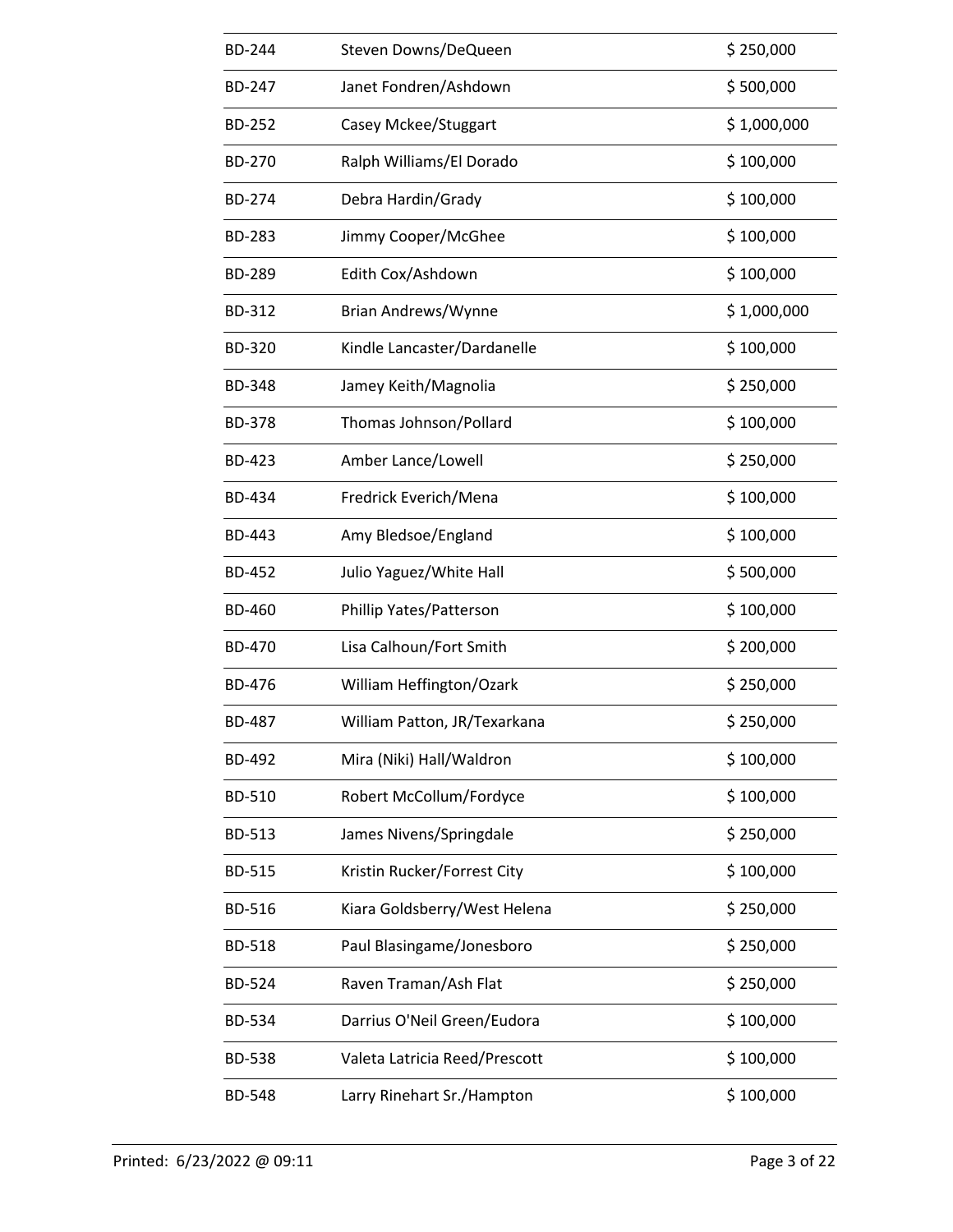| | | |
|---|---|---|
| BD-244 | Steven Downs/DeQueen | $ 250,000 |
| BD-247 | Janet Fondren/Ashdown | $ 500,000 |
| BD-252 | Casey Mckee/Stuggart | $ 1,000,000 |
| BD-270 | Ralph Williams/El Dorado | $ 100,000 |
| BD-274 | Debra Hardin/Grady | $ 100,000 |
| BD-283 | Jimmy Cooper/McGhee | $ 100,000 |
| BD-289 | Edith Cox/Ashdown | $ 100,000 |
| BD-312 | Brian Andrews/Wynne | $ 1,000,000 |
| BD-320 | Kindle Lancaster/Dardanelle | $ 100,000 |
| BD-348 | Jamey Keith/Magnolia | $ 250,000 |
| BD-378 | Thomas Johnson/Pollard | $ 100,000 |
| BD-423 | Amber Lance/Lowell | $ 250,000 |
| BD-434 | Fredrick Everich/Mena | $ 100,000 |
| BD-443 | Amy Bledsoe/England | $ 100,000 |
| BD-452 | Julio Yaguez/White Hall | $ 500,000 |
| BD-460 | Phillip Yates/Patterson | $ 100,000 |
| BD-470 | Lisa Calhoun/Fort Smith | $ 200,000 |
| BD-476 | William Heffington/Ozark | $ 250,000 |
| BD-487 | William Patton, JR/Texarkana | $ 250,000 |
| BD-492 | Mira (Niki) Hall/Waldron | $ 100,000 |
| BD-510 | Robert McCollum/Fordyce | $ 100,000 |
| BD-513 | James Nivens/Springdale | $ 250,000 |
| BD-515 | Kristin Rucker/Forrest City | $ 100,000 |
| BD-516 | Kiara Goldsberry/West Helena | $ 250,000 |
| BD-518 | Paul Blasingame/Jonesboro | $ 250,000 |
| BD-524 | Raven Traman/Ash Flat | $ 250,000 |
| BD-534 | Darrius O'Neil Green/Eudora | $ 100,000 |
| BD-538 | Valeta Latricia Reed/Prescott | $ 100,000 |
| BD-548 | Larry Rinehart Sr./Hampton | $ 100,000 |

Printed: 6/23/2022 @ 09:11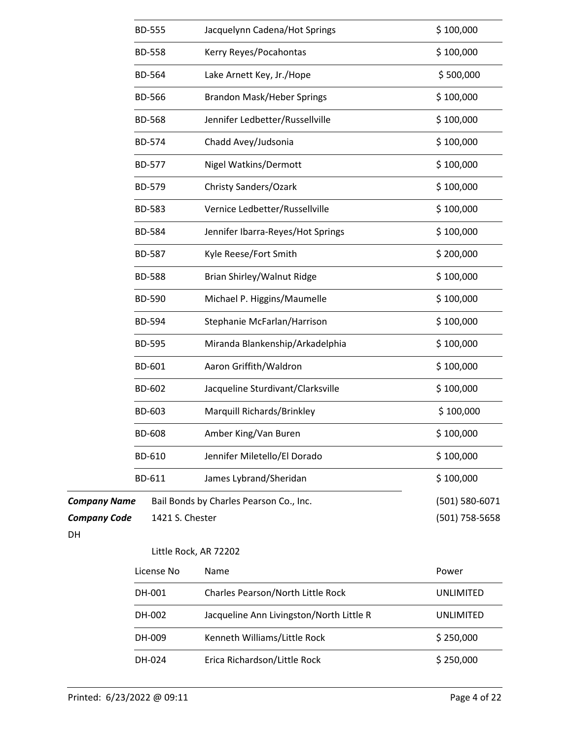| | | |
|---|---|---|
| BD-555 | Jacquelynn Cadena/Hot Springs | $ 100,000 |
| BD-558 | Kerry Reyes/Pocahontas | $ 100,000 |
| BD-564 | Lake Arnett Key, Jr./Hope | $ 500,000 |
| BD-566 | Brandon Mask/Heber Springs | $ 100,000 |
| BD-568 | Jennifer Ledbetter/Russellville | $ 100,000 |
| BD-574 | Chadd Avey/Judsonia | $ 100,000 |
| BD-577 | Nigel Watkins/Dermott | $ 100,000 |
| BD-579 | Christy Sanders/Ozark | $ 100,000 |
| BD-583 | Vernice Ledbetter/Russellville | $ 100,000 |
| BD-584 | Jennifer Ibarra-Reyes/Hot Springs | $ 100,000 |
| BD-587 | Kyle Reese/Fort Smith | $ 200,000 |
| BD-588 | Brian Shirley/Walnut Ridge | $ 100,000 |
| BD-590 | Michael P. Higgins/Maumelle | $ 100,000 |
| BD-594 | Stephanie McFarlan/Harrison | $ 100,000 |
| BD-595 | Miranda Blankenship/Arkadelphia | $ 100,000 |
| BD-601 | Aaron Griffith/Waldron | $ 100,000 |
| BD-602 | Jacqueline Sturdivant/Clarksville | $ 100,000 |
| BD-603 | Marquill Richards/Brinkley | $ 100,000 |
| BD-608 | Amber King/Van Buren | $ 100,000 |
| BD-610 | Jennifer Miletello/El Dorado | $ 100,000 |
| BD-611 | James Lybrand/Sheridan | $ 100,000 |

***Company Name*** Bail Bonds by Charles Pearson Co., Inc. (501) 580-6071

***Company Code*** DH 1421 S. Chester (501) 758-5658

Little Rock, AR 72202

| License No | Name | Power |
|---|---|---|
| DH-001 | Charles Pearson/North Little Rock | UNLIMITED |
| DH-002 | Jacqueline Ann Livingston/North Little R | UNLIMITED |
| DH-009 | Kenneth Williams/Little Rock | $ 250,000 |
| DH-024 | Erica Richardson/Little Rock | $ 250,000 |

Printed: 6/23/2022 @ 09:11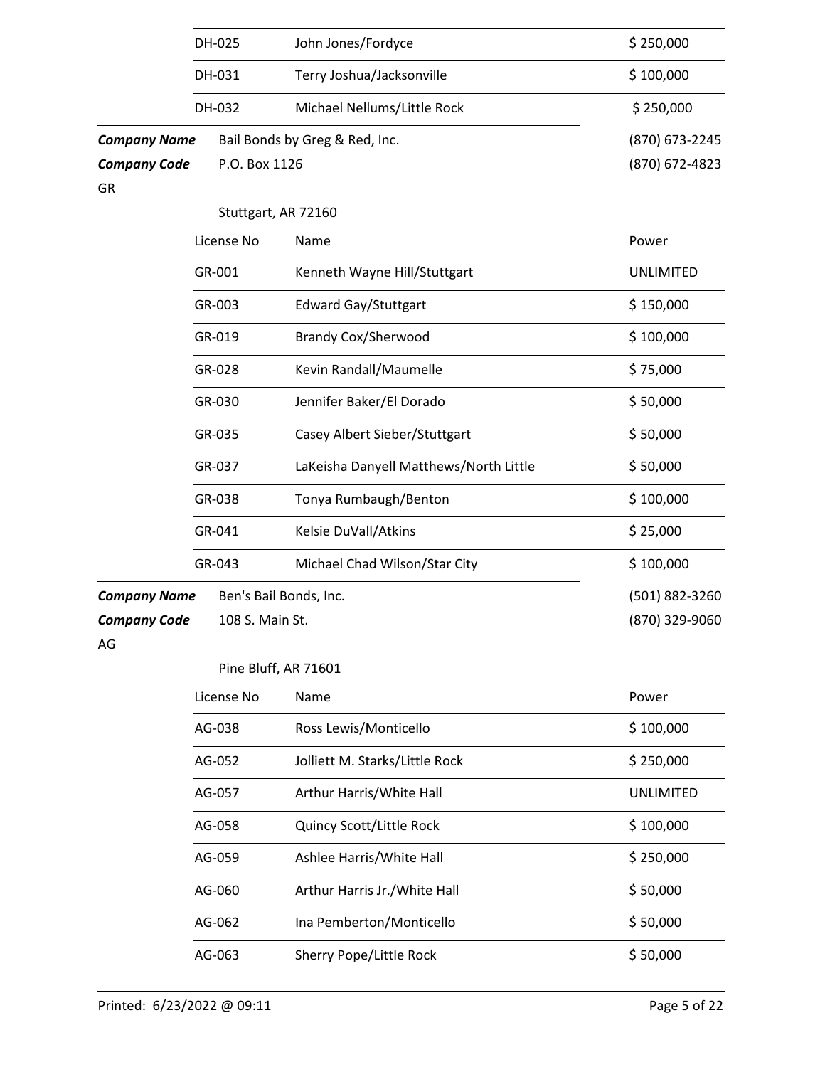| License No | Name | Power |
|---|---|---|
| DH-025 | John Jones/Fordyce | $ 250,000 |
| DH-031 | Terry Joshua/Jacksonville | $ 100,000 |
| DH-032 | Michael Nellums/Little Rock | $ 250,000 |

***Company Name*** Bail Bonds by Greg & Red, Inc. (870) 673-2245

***Company Code*** P.O. Box 1126 (870) 672-4823

GR

Stuttgart, AR 72160

| License No | Name | Power |
|---|---|---|
| GR-001 | Kenneth Wayne Hill/Stuttgart | UNLIMITED |
| GR-003 | Edward Gay/Stuttgart | $ 150,000 |
| GR-019 | Brandy Cox/Sherwood | $ 100,000 |
| GR-028 | Kevin Randall/Maumelle | $ 75,000 |
| GR-030 | Jennifer Baker/El Dorado | $ 50,000 |
| GR-035 | Casey Albert Sieber/Stuttgart | $ 50,000 |
| GR-037 | LaKeisha Danyell Matthews/North Little | $ 50,000 |
| GR-038 | Tonya Rumbaugh/Benton | $ 100,000 |
| GR-041 | Kelsie DuVall/Atkins | $ 25,000 |
| GR-043 | Michael Chad Wilson/Star City | $ 100,000 |

***Company Name*** Ben's Bail Bonds, Inc. (501) 882-3260

***Company Code*** 108 S. Main St. (870) 329-9060

AG

Pine Bluff, AR 71601

| License No | Name | Power |
|---|---|---|
| AG-038 | Ross Lewis/Monticello | $ 100,000 |
| AG-052 | Jolliett M. Starks/Little Rock | $ 250,000 |
| AG-057 | Arthur Harris/White Hall | UNLIMITED |
| AG-058 | Quincy Scott/Little Rock | $ 100,000 |
| AG-059 | Ashlee Harris/White Hall | $ 250,000 |
| AG-060 | Arthur Harris Jr./White Hall | $ 50,000 |
| AG-062 | Ina Pemberton/Monticello | $ 50,000 |
| AG-063 | Sherry Pope/Little Rock | $ 50,000 |

Printed: 6/23/2022 @ 09:11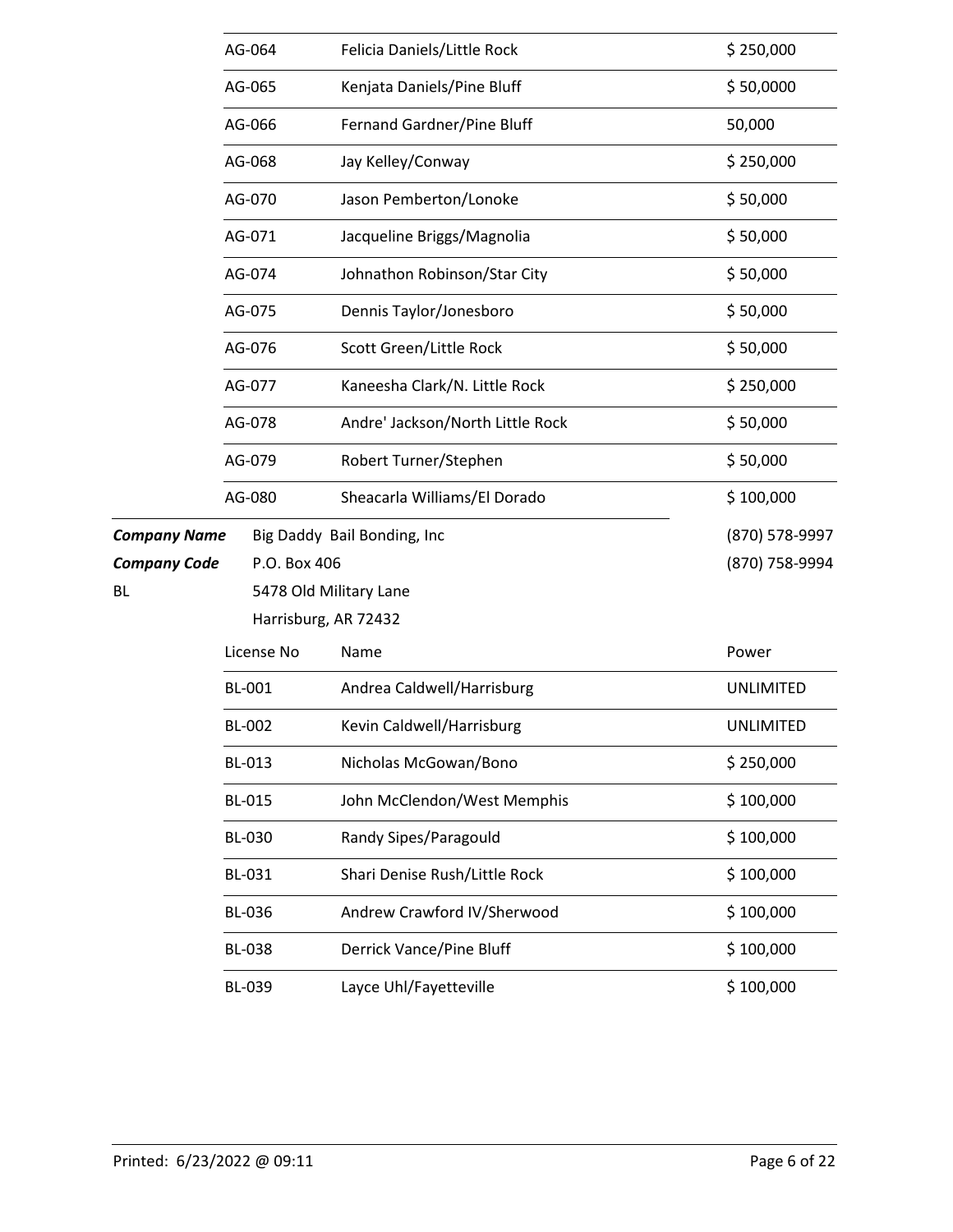| License No | Name | Power |
|---|---|---|
| AG-064 | Felicia Daniels/Little Rock | $ 250,000 |
| AG-065 | Kenjata Daniels/Pine Bluff | $ 50,0000 |
| AG-066 | Fernand Gardner/Pine Bluff | 50,000 |
| AG-068 | Jay Kelley/Conway | $ 250,000 |
| AG-070 | Jason Pemberton/Lonoke | $ 50,000 |
| AG-071 | Jacqueline Briggs/Magnolia | $ 50,000 |
| AG-074 | Johnathon Robinson/Star City | $ 50,000 |
| AG-075 | Dennis Taylor/Jonesboro | $ 50,000 |
| AG-076 | Scott Green/Little Rock | $ 50,000 |
| AG-077 | Kaneesha Clark/N. Little Rock | $ 250,000 |
| AG-078 | Andre' Jackson/North Little Rock | $ 50,000 |
| AG-079 | Robert Turner/Stephen | $ 50,000 |
| AG-080 | Sheacarla Williams/El Dorado | $ 100,000 |

***Company Name*** Big Daddy Bail Bonding, Inc (870) 578-9997

***Company Code*** P.O. Box 406 (870) 758-9994

BL

5478 Old Military Lane

Harrisburg, AR 72432

| License No | Name | Power |
|---|---|---|
| BL-001 | Andrea Caldwell/Harrisburg | UNLIMITED |
| BL-002 | Kevin Caldwell/Harrisburg | UNLIMITED |
| BL-013 | Nicholas McGowan/Bono | $ 250,000 |
| BL-015 | John McClendon/West Memphis | $ 100,000 |
| BL-030 | Randy Sipes/Paragould | $ 100,000 |
| BL-031 | Shari Denise Rush/Little Rock | $ 100,000 |
| BL-036 | Andrew Crawford IV/Sherwood | $ 100,000 |
| BL-038 | Derrick Vance/Pine Bluff | $ 100,000 |
| BL-039 | Layce Uhl/Fayetteville | $ 100,000 |

Printed: 6/23/2022 @ 09:11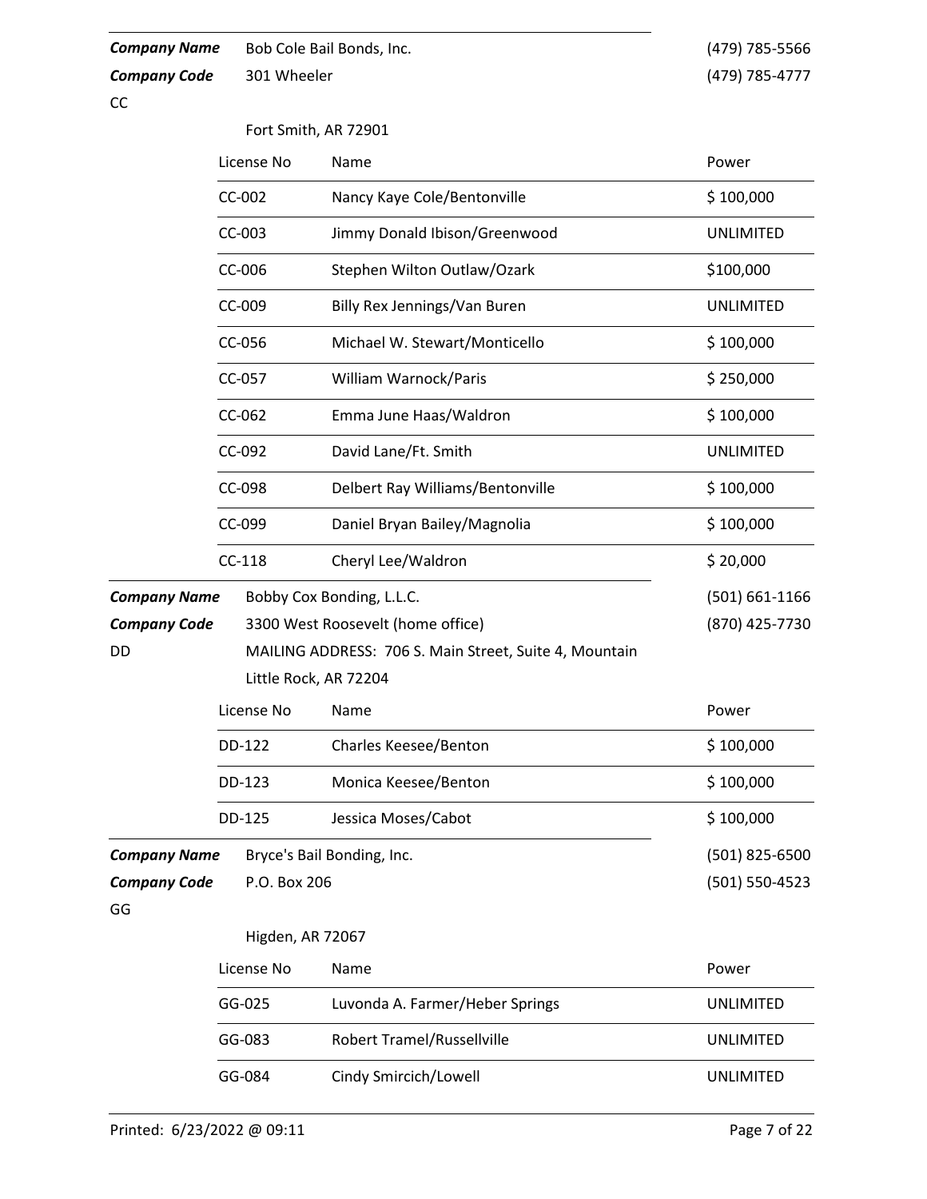**Company Name** Bob Cole Bail Bonds, Inc. (479) 785-5566

**Company Code** 301 Wheeler (479) 785-4777

CC

Fort Smith, AR 72901

| License No | Name | Power |
|---|---|---|
| CC-002 | Nancy Kaye Cole/Bentonville | $ 100,000 |
| CC-003 | Jimmy Donald Ibison/Greenwood | UNLIMITED |
| CC-006 | Stephen Wilton Outlaw/Ozark | $100,000 |
| CC-009 | Billy Rex Jennings/Van Buren | UNLIMITED |
| CC-056 | Michael W. Stewart/Monticello | $ 100,000 |
| CC-057 | William Warnock/Paris | $ 250,000 |
| CC-062 | Emma June Haas/Waldron | $ 100,000 |
| CC-092 | David Lane/Ft. Smith | UNLIMITED |
| CC-098 | Delbert Ray Williams/Bentonville | $ 100,000 |
| CC-099 | Daniel Bryan Bailey/Magnolia | $ 100,000 |
| CC-118 | Cheryl Lee/Waldron | $ 20,000 |

**Company Name** Bobby Cox Bonding, L.L.C. (501) 661-1166

**Company Code** 3300 West Roosevelt (home office) (870) 425-7730

DD

MAILING ADDRESS: 706 S. Main Street, Suite 4, Mountain

Little Rock, AR 72204

| License No | Name | Power |
|---|---|---|
| DD-122 | Charles Keesee/Benton | $ 100,000 |
| DD-123 | Monica Keesee/Benton | $ 100,000 |
| DD-125 | Jessica Moses/Cabot | $ 100,000 |

**Company Name** Bryce's Bail Bonding, Inc. (501) 825-6500

**Company Code** P.O. Box 206 (501) 550-4523

GG

Higden, AR 72067

| License No | Name | Power |
|---|---|---|
| GG-025 | Luvonda A. Farmer/Heber Springs | UNLIMITED |
| GG-083 | Robert Tramel/Russellville | UNLIMITED |
| GG-084 | Cindy Smircich/Lowell | UNLIMITED |

Printed: 6/23/2022 @ 09:11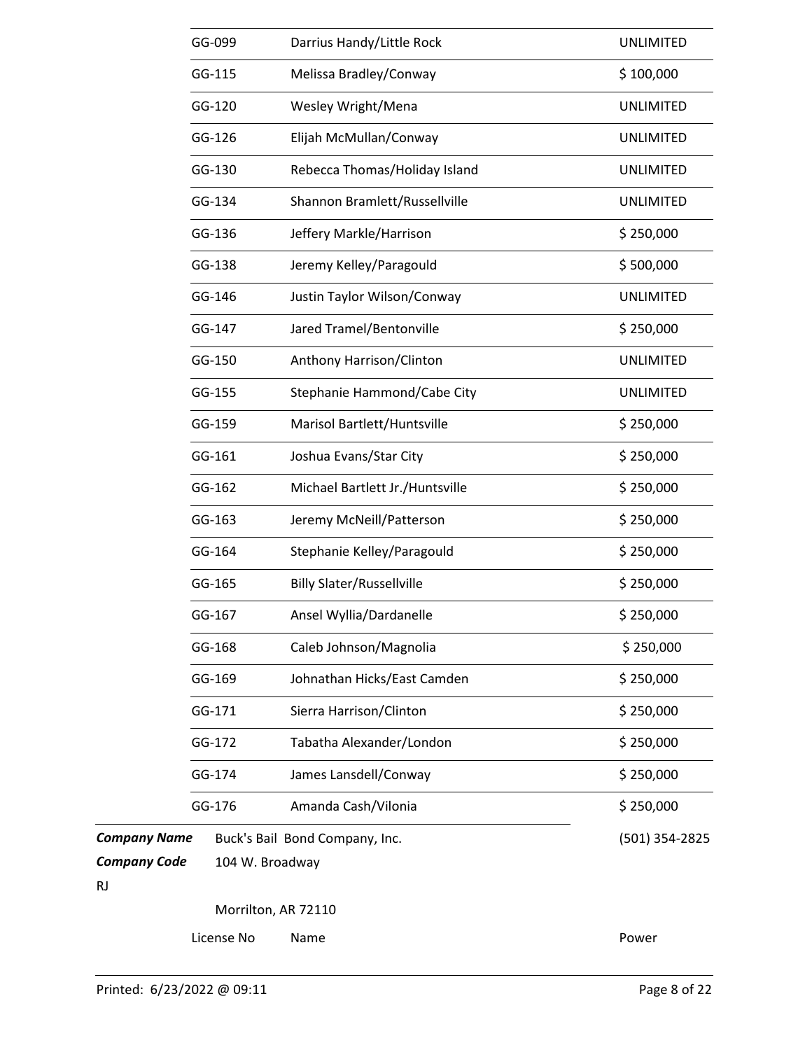| License No | Name | Power |
|---|---|---|
| GG-099 | Darrius Handy/Little Rock | UNLIMITED |
| GG-115 | Melissa Bradley/Conway | $ 100,000 |
| GG-120 | Wesley Wright/Mena | UNLIMITED |
| GG-126 | Elijah McMullan/Conway | UNLIMITED |
| GG-130 | Rebecca Thomas/Holiday Island | UNLIMITED |
| GG-134 | Shannon Bramlett/Russellville | UNLIMITED |
| GG-136 | Jeffery Markle/Harrison | $ 250,000 |
| GG-138 | Jeremy Kelley/Paragould | $ 500,000 |
| GG-146 | Justin Taylor Wilson/Conway | UNLIMITED |
| GG-147 | Jared Tramel/Bentonville | $ 250,000 |
| GG-150 | Anthony Harrison/Clinton | UNLIMITED |
| GG-155 | Stephanie Hammond/Cabe City | UNLIMITED |
| GG-159 | Marisol Bartlett/Huntsville | $ 250,000 |
| GG-161 | Joshua Evans/Star City | $ 250,000 |
| GG-162 | Michael Bartlett Jr./Huntsville | $ 250,000 |
| GG-163 | Jeremy McNeill/Patterson | $ 250,000 |
| GG-164 | Stephanie Kelley/Paragould | $ 250,000 |
| GG-165 | Billy Slater/Russellville | $ 250,000 |
| GG-167 | Ansel Wyllia/Dardanelle | $ 250,000 |
| GG-168 | Caleb Johnson/Magnolia | $ 250,000 |
| GG-169 | Johnathan Hicks/East Camden | $ 250,000 |
| GG-171 | Sierra Harrison/Clinton | $ 250,000 |
| GG-172 | Tabatha Alexander/London | $ 250,000 |
| GG-174 | James Lansdell/Conway | $ 250,000 |
| GG-176 | Amanda Cash/Vilonia | $ 250,000 |

***Company Name*** Buck's Bail Bond Company, Inc. (501) 354-2825

***Company Code*** RJ

104 W. Broadway

Morrilton, AR 72110

| License No | Name | Power |
|---|---|---|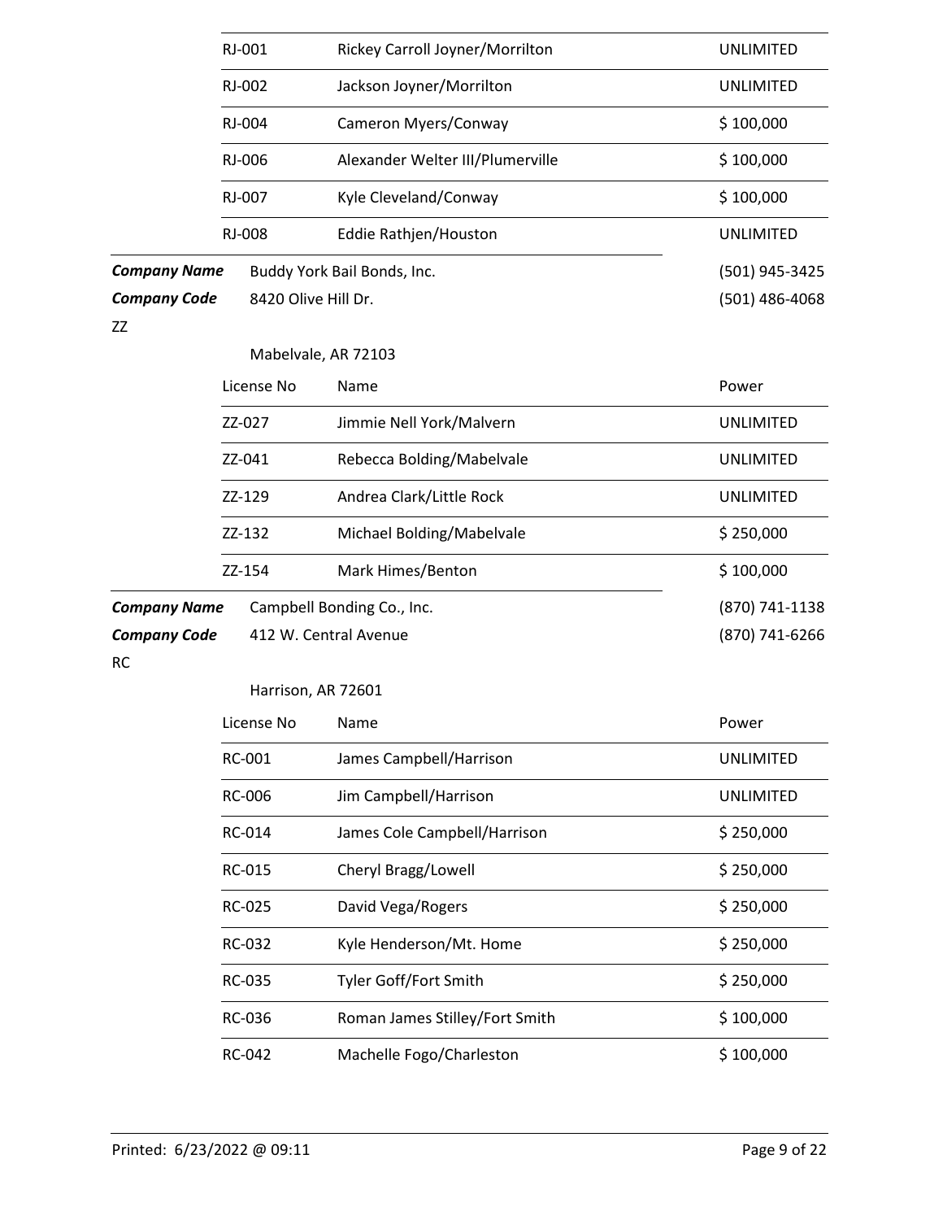| License No | Name | Power |
|---|---|---|
| RJ-001 | Rickey Carroll Joyner/Morrilton | UNLIMITED |
| RJ-002 | Jackson Joyner/Morrilton | UNLIMITED |
| RJ-004 | Cameron Myers/Conway | $ 100,000 |
| RJ-006 | Alexander Welter III/Plumerville | $ 100,000 |
| RJ-007 | Kyle Cleveland/Conway | $ 100,000 |
| RJ-008 | Eddie Rathjen/Houston | UNLIMITED |

***Company Name*** Buddy York Bail Bonds, Inc. (501) 945-3425

***Company Code*** ZZ

8420 Olive Hill Dr.

Mabelvale, AR 72103

(501) 486-4068

| License No | Name | Power |
|---|---|---|
| ZZ-027 | Jimmie Nell York/Malvern | UNLIMITED |
| ZZ-041 | Rebecca Bolding/Mabelvale | UNLIMITED |
| ZZ-129 | Andrea Clark/Little Rock | UNLIMITED |
| ZZ-132 | Michael Bolding/Mabelvale | $ 250,000 |
| ZZ-154 | Mark Himes/Benton | $ 100,000 |

***Company Name*** Campbell Bonding Co., Inc. (870) 741-1138

***Company Code*** RC

412 W. Central Avenue

Harrison, AR 72601

(870) 741-6266

| License No | Name | Power |
|---|---|---|
| RC-001 | James Campbell/Harrison | UNLIMITED |
| RC-006 | Jim Campbell/Harrison | UNLIMITED |
| RC-014 | James Cole Campbell/Harrison | $ 250,000 |
| RC-015 | Cheryl Bragg/Lowell | $ 250,000 |
| RC-025 | David Vega/Rogers | $ 250,000 |
| RC-032 | Kyle Henderson/Mt. Home | $ 250,000 |
| RC-035 | Tyler Goff/Fort Smith | $ 250,000 |
| RC-036 | Roman James Stilley/Fort Smith | $ 100,000 |
| RC-042 | Machelle Fogo/Charleston | $ 100,000 |

Printed: 6/23/2022 @ 09:11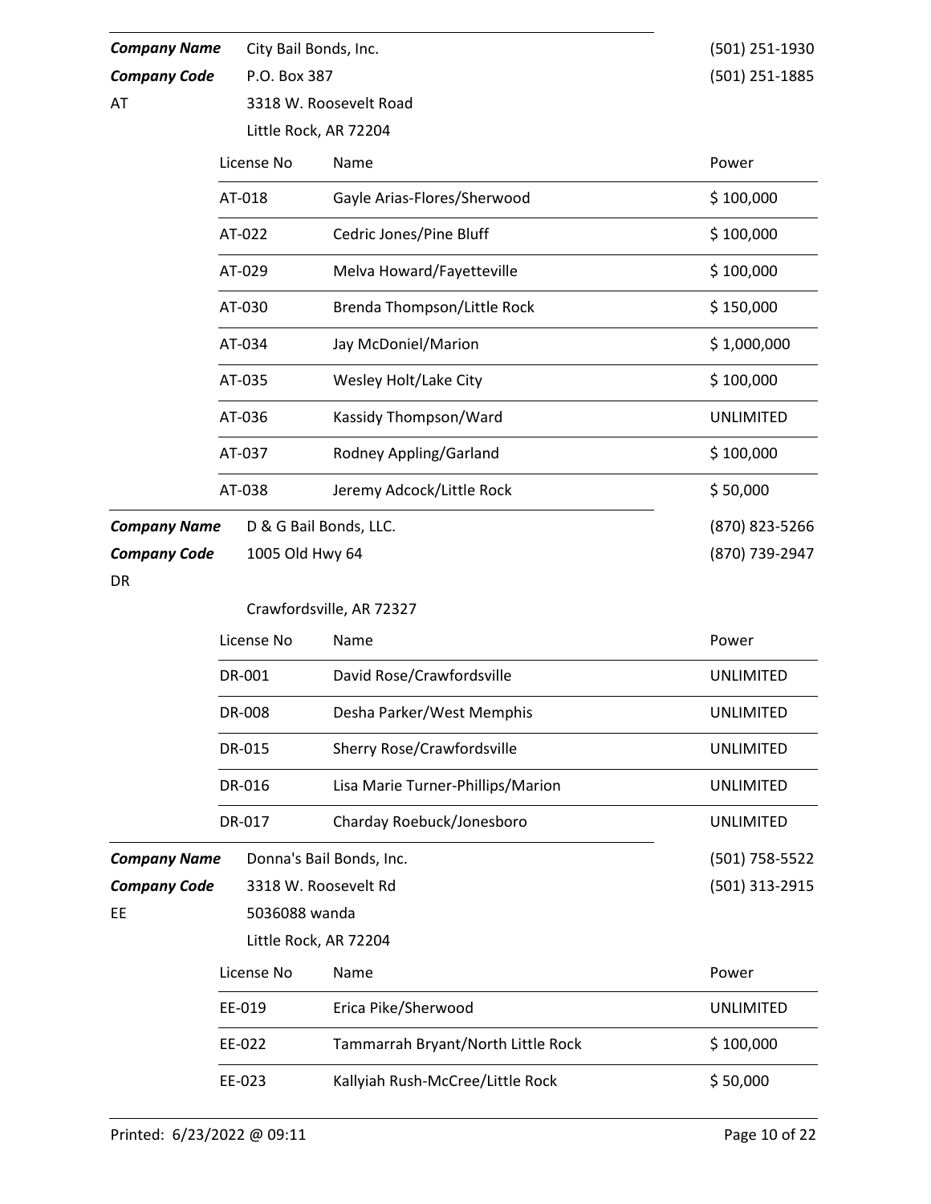**Company Name** City Bail Bonds, Inc. (501) 251-1930

**Company Code** P.O. Box 387 (501) 251-1885

AT

3318 W. Roosevelt Road

Little Rock, AR 72204

| License No | Name | Power |
|---|---|---|
| AT-018 | Gayle Arias-Flores/Sherwood | $ 100,000 |
| AT-022 | Cedric Jones/Pine Bluff | $ 100,000 |
| AT-029 | Melva Howard/Fayetteville | $ 100,000 |
| AT-030 | Brenda Thompson/Little Rock | $ 150,000 |
| AT-034 | Jay McDoniel/Marion | $ 1,000,000 |
| AT-035 | Wesley Holt/Lake City | $ 100,000 |
| AT-036 | Kassidy Thompson/Ward | UNLIMITED |
| AT-037 | Rodney Appling/Garland | $ 100,000 |
| AT-038 | Jeremy Adcock/Little Rock | $ 50,000 |

**Company Name** D & G Bail Bonds, LLC. (870) 823-5266

**Company Code** 1005 Old Hwy 64 (870) 739-2947

DR

Crawfordsville, AR 72327

| License No | Name | Power |
|---|---|---|
| DR-001 | David Rose/Crawfordsville | UNLIMITED |
| DR-008 | Desha Parker/West Memphis | UNLIMITED |
| DR-015 | Sherry Rose/Crawfordsville | UNLIMITED |
| DR-016 | Lisa Marie Turner-Phillips/Marion | UNLIMITED |
| DR-017 | Charday Roebuck/Jonesboro | UNLIMITED |

**Company Name** Donna's Bail Bonds, Inc. (501) 758-5522

**Company Code** 3318 W. Roosevelt Rd (501) 313-2915

EE

5036088 wanda

Little Rock, AR 72204

| License No | Name | Power |
|---|---|---|
| EE-019 | Erica Pike/Sherwood | UNLIMITED |
| EE-022 | Tammarrah Bryant/North Little Rock | $ 100,000 |
| EE-023 | Kallyiah Rush-McCree/Little Rock | $ 50,000 |

Printed: 6/23/2022 @ 09:11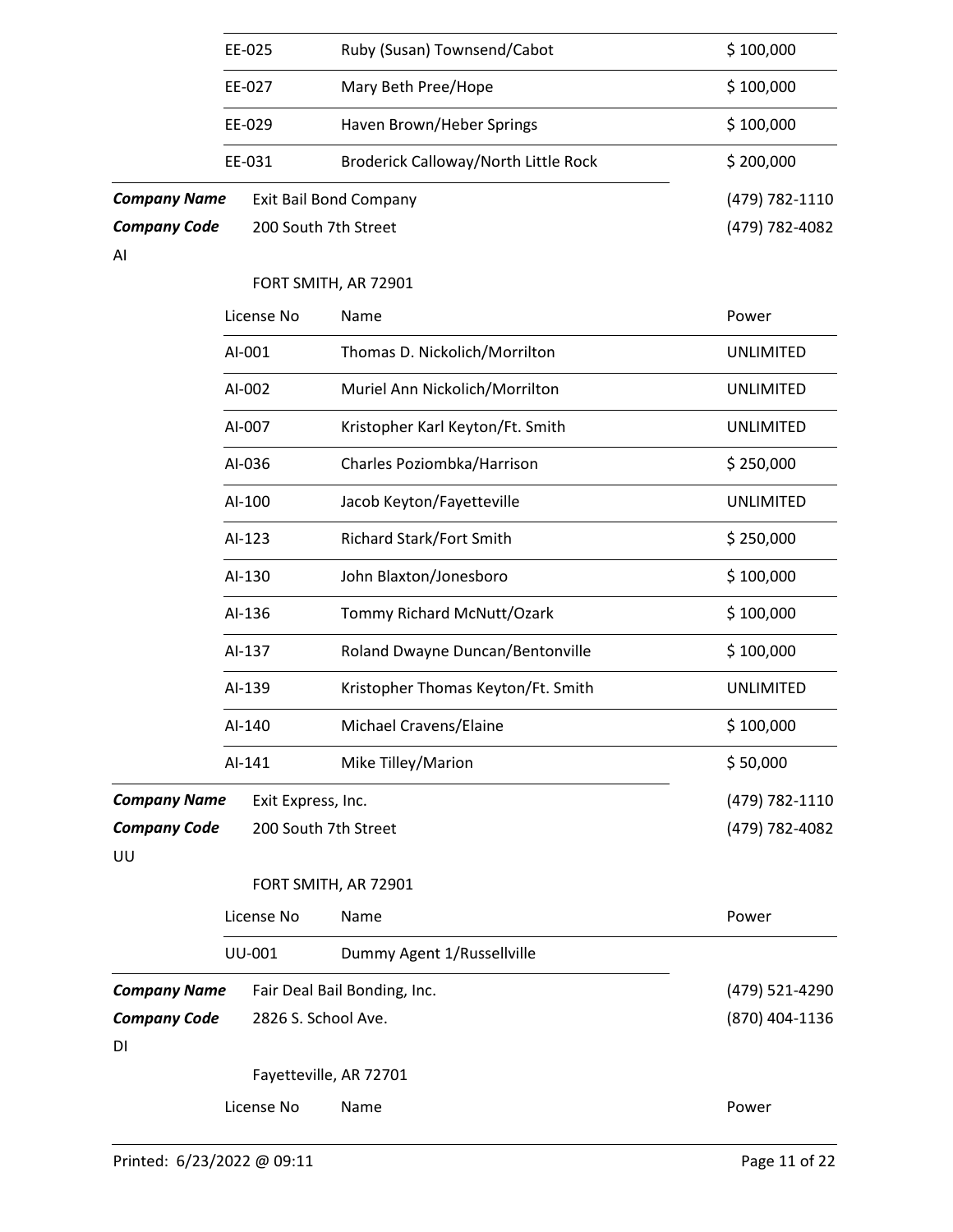| License No | Name | Power |
|---|---|---|
| EE-025 | Ruby (Susan) Townsend/Cabot | $ 100,000 |
| EE-027 | Mary Beth Pree/Hope | $ 100,000 |
| EE-029 | Haven Brown/Heber Springs | $ 100,000 |
| EE-031 | Broderick Calloway/North Little Rock | $ 200,000 |

***Company Name*** Exit Bail Bond Company (479) 782-1110

***Company Code*** 200 South 7th Street (479) 782-4082

AI

FORT SMITH, AR 72901

| License No | Name | Power |
|---|---|---|
| AI-001 | Thomas D. Nickolich/Morrilton | UNLIMITED |
| AI-002 | Muriel Ann Nickolich/Morrilton | UNLIMITED |
| AI-007 | Kristopher Karl Keyton/Ft. Smith | UNLIMITED |
| AI-036 | Charles Poziombka/Harrison | $ 250,000 |
| AI-100 | Jacob Keyton/Fayetteville | UNLIMITED |
| AI-123 | Richard Stark/Fort Smith | $ 250,000 |
| AI-130 | John Blaxton/Jonesboro | $ 100,000 |
| AI-136 | Tommy Richard McNutt/Ozark | $ 100,000 |
| AI-137 | Roland Dwayne Duncan/Bentonville | $ 100,000 |
| AI-139 | Kristopher Thomas Keyton/Ft. Smith | UNLIMITED |
| AI-140 | Michael Cravens/Elaine | $ 100,000 |
| AI-141 | Mike Tilley/Marion | $ 50,000 |

***Company Name*** Exit Express, Inc. (479) 782-1110

***Company Code*** 200 South 7th Street (479) 782-4082

UU

FORT SMITH, AR 72901

| License No | Name | Power |
|---|---|---|
| UU-001 | Dummy Agent 1/Russellville | |

***Company Name*** Fair Deal Bail Bonding, Inc. (479) 521-4290

***Company Code*** 2826 S. School Ave. (870) 404-1136

DI

Fayetteville, AR 72701

| License No | Name | Power |
|---|---|---|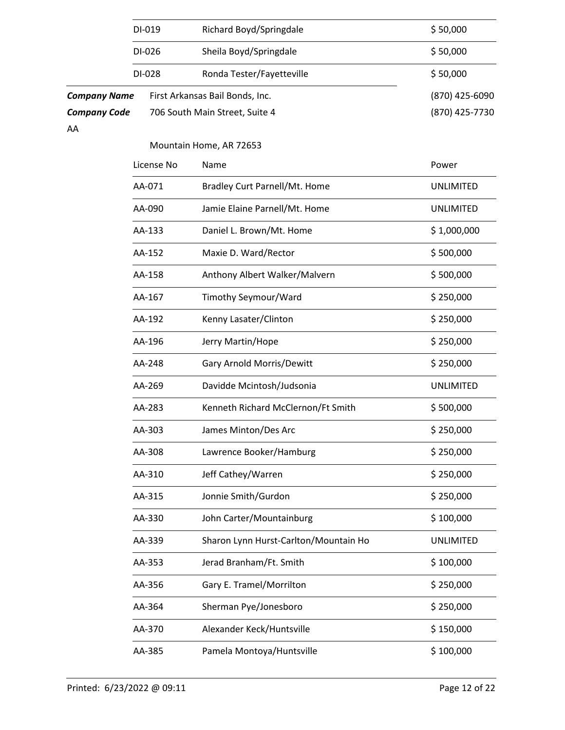| DI-019 | Richard Boyd/Springdale | $ 50,000 |
|---|---|---|
| DI-026 | Sheila Boyd/Springdale | $ 50,000 |
| DI-028 | Ronda Tester/Fayetteville | $ 50,000 |

***Company Name*** First Arkansas Bail Bonds, Inc. (870) 425-6090

***Company Code*** 706 South Main Street, Suite 4 (870) 425-7730

AA

Mountain Home, AR 72653

| License No | Name | Power |
|---|---|---|
| AA-071 | Bradley Curt Parnell/Mt. Home | UNLIMITED |
| AA-090 | Jamie Elaine Parnell/Mt. Home | UNLIMITED |
| AA-133 | Daniel L. Brown/Mt. Home | $ 1,000,000 |
| AA-152 | Maxie D. Ward/Rector | $ 500,000 |
| AA-158 | Anthony Albert Walker/Malvern | $ 500,000 |
| AA-167 | Timothy Seymour/Ward | $ 250,000 |
| AA-192 | Kenny Lasater/Clinton | $ 250,000 |
| AA-196 | Jerry Martin/Hope | $ 250,000 |
| AA-248 | Gary Arnold Morris/Dewitt | $ 250,000 |
| AA-269 | Davidde Mcintosh/Judsonia | UNLIMITED |
| AA-283 | Kenneth Richard McClernon/Ft Smith | $ 500,000 |
| AA-303 | James Minton/Des Arc | $ 250,000 |
| AA-308 | Lawrence Booker/Hamburg | $ 250,000 |
| AA-310 | Jeff Cathey/Warren | $ 250,000 |
| AA-315 | Jonnie Smith/Gurdon | $ 250,000 |
| AA-330 | John Carter/Mountainburg | $ 100,000 |
| AA-339 | Sharon Lynn Hurst-Carlton/Mountain Ho | UNLIMITED |
| AA-353 | Jerad Branham/Ft. Smith | $ 100,000 |
| AA-356 | Gary E. Tramel/Morrilton | $ 250,000 |
| AA-364 | Sherman Pye/Jonesboro | $ 250,000 |
| AA-370 | Alexander Keck/Huntsville | $ 150,000 |
| AA-385 | Pamela Montoya/Huntsville | $ 100,000 |

Printed: 6/23/2022 @ 09:11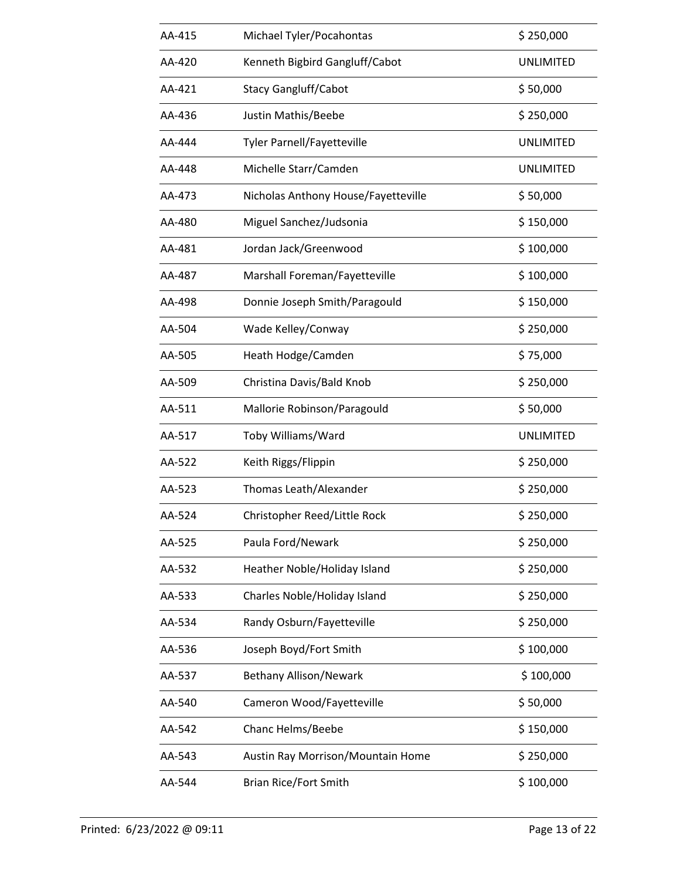| | | |
|---|---|---|
| AA-415 | Michael Tyler/Pocahontas | $ 250,000 |
| AA-420 | Kenneth Bigbird Gangluff/Cabot | UNLIMITED |
| AA-421 | Stacy Gangluff/Cabot | $ 50,000 |
| AA-436 | Justin Mathis/Beebe | $ 250,000 |
| AA-444 | Tyler Parnell/Fayetteville | UNLIMITED |
| AA-448 | Michelle Starr/Camden | UNLIMITED |
| AA-473 | Nicholas Anthony House/Fayetteville | $ 50,000 |
| AA-480 | Miguel Sanchez/Judsonia | $ 150,000 |
| AA-481 | Jordan Jack/Greenwood | $ 100,000 |
| AA-487 | Marshall Foreman/Fayetteville | $ 100,000 |
| AA-498 | Donnie Joseph Smith/Paragould | $ 150,000 |
| AA-504 | Wade Kelley/Conway | $ 250,000 |
| AA-505 | Heath Hodge/Camden | $ 75,000 |
| AA-509 | Christina Davis/Bald Knob | $ 250,000 |
| AA-511 | Mallorie Robinson/Paragould | $ 50,000 |
| AA-517 | Toby Williams/Ward | UNLIMITED |
| AA-522 | Keith Riggs/Flippin | $ 250,000 |
| AA-523 | Thomas Leath/Alexander | $ 250,000 |
| AA-524 | Christopher Reed/Little Rock | $ 250,000 |
| AA-525 | Paula Ford/Newark | $ 250,000 |
| AA-532 | Heather Noble/Holiday Island | $ 250,000 |
| AA-533 | Charles Noble/Holiday Island | $ 250,000 |
| AA-534 | Randy Osburn/Fayetteville | $ 250,000 |
| AA-536 | Joseph Boyd/Fort Smith | $ 100,000 |
| AA-537 | Bethany Allison/Newark | $ 100,000 |
| AA-540 | Cameron Wood/Fayetteville | $ 50,000 |
| AA-542 | Chanc Helms/Beebe | $ 150,000 |
| AA-543 | Austin Ray Morrison/Mountain Home | $ 250,000 |
| AA-544 | Brian Rice/Fort Smith | $ 100,000 |

Printed: 6/23/2022 @ 09:11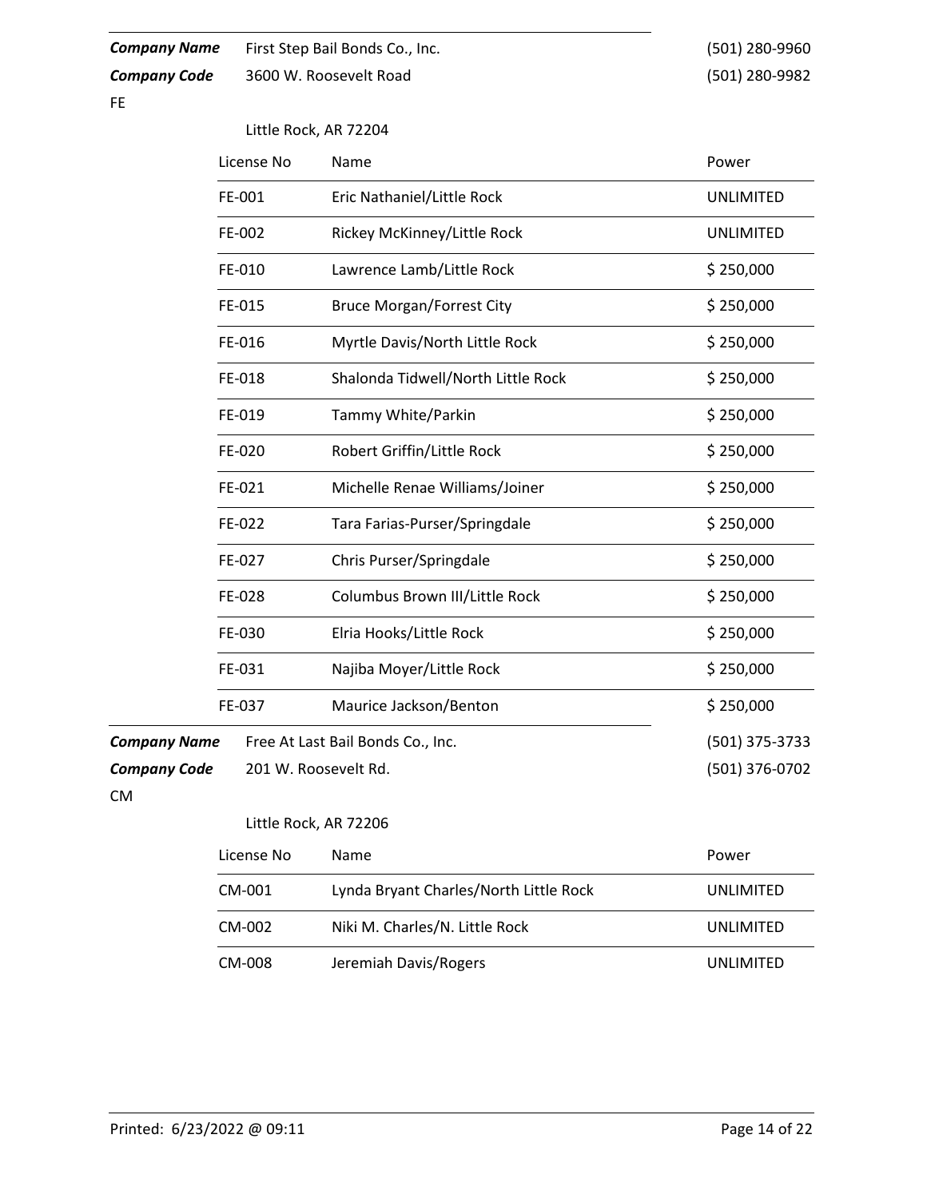**Company Name** First Step Bail Bonds Co., Inc. (501) 280-9960

**Company Code** 3600 W. Roosevelt Road (501) 280-9982

FE

Little Rock, AR 72204

| License No | Name | Power |
|---|---|---|
| FE-001 | Eric Nathaniel/Little Rock | UNLIMITED |
| FE-002 | Rickey McKinney/Little Rock | UNLIMITED |
| FE-010 | Lawrence Lamb/Little Rock | $ 250,000 |
| FE-015 | Bruce Morgan/Forrest City | $ 250,000 |
| FE-016 | Myrtle Davis/North Little Rock | $ 250,000 |
| FE-018 | Shalonda Tidwell/North Little Rock | $ 250,000 |
| FE-019 | Tammy White/Parkin | $ 250,000 |
| FE-020 | Robert Griffin/Little Rock | $ 250,000 |
| FE-021 | Michelle Renae Williams/Joiner | $ 250,000 |
| FE-022 | Tara Farias-Purser/Springdale | $ 250,000 |
| FE-027 | Chris Purser/Springdale | $ 250,000 |
| FE-028 | Columbus Brown III/Little Rock | $ 250,000 |
| FE-030 | Elria Hooks/Little Rock | $ 250,000 |
| FE-031 | Najiba Moyer/Little Rock | $ 250,000 |
| FE-037 | Maurice Jackson/Benton | $ 250,000 |

**Company Name** Free At Last Bail Bonds Co., Inc. (501) 375-3733

**Company Code** 201 W. Roosevelt Rd. (501) 376-0702

CM

Little Rock, AR 72206

| License No | Name | Power |
|---|---|---|
| CM-001 | Lynda Bryant Charles/North Little Rock | UNLIMITED |
| CM-002 | Niki M. Charles/N. Little Rock | UNLIMITED |
| CM-008 | Jeremiah Davis/Rogers | UNLIMITED |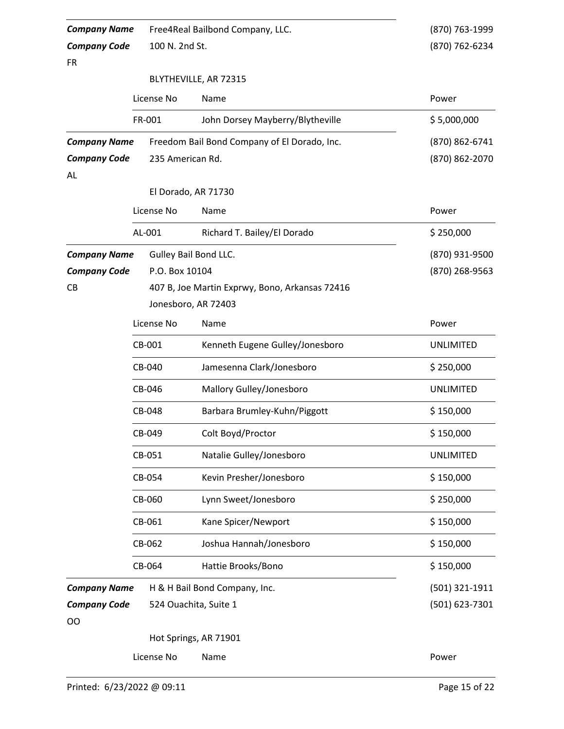**Company Name** Free4Real Bailbond Company, LLC. (870) 763-1999
**Company Code** 100 N. 2nd St. (870) 762-6234
FR

BLYTHEVILLE, AR 72315

| License No | Name | Power |
|---|---|---|
| FR-001 | John Dorsey Mayberry/Blytheville | $ 5,000,000 |

**Company Name** Freedom Bail Bond Company of El Dorado, Inc. (870) 862-6741
**Company Code** 235 American Rd. (870) 862-2070
AL

El Dorado, AR 71730

| License No | Name | Power |
|---|---|---|
| AL-001 | Richard T. Bailey/El Dorado | $ 250,000 |

**Company Name** Gulley Bail Bond LLC. (870) 931-9500
**Company Code** P.O. Box 10104 (870) 268-9563
CB 407 B, Joe Martin Exprwy, Bono, Arkansas 72416
Jonesboro, AR 72403

| License No | Name | Power |
|---|---|---|
| CB-001 | Kenneth Eugene Gulley/Jonesboro | UNLIMITED |
| CB-040 | Jamesenna Clark/Jonesboro | $ 250,000 |
| CB-046 | Mallory Gulley/Jonesboro | UNLIMITED |
| CB-048 | Barbara Brumley-Kuhn/Piggott | $ 150,000 |
| CB-049 | Colt Boyd/Proctor | $ 150,000 |
| CB-051 | Natalie Gulley/Jonesboro | UNLIMITED |
| CB-054 | Kevin Presher/Jonesboro | $ 150,000 |
| CB-060 | Lynn Sweet/Jonesboro | $ 250,000 |
| CB-061 | Kane Spicer/Newport | $ 150,000 |
| CB-062 | Joshua Hannah/Jonesboro | $ 150,000 |
| CB-064 | Hattie Brooks/Bono | $ 150,000 |

**Company Name** H & H Bail Bond Company, Inc. (501) 321-1911
**Company Code** 524 Ouachita, Suite 1 (501) 623-7301
OO

Hot Springs, AR 71901

| License No | Name | Power |
|---|---|---|

Printed: 6/23/2022 @ 09:11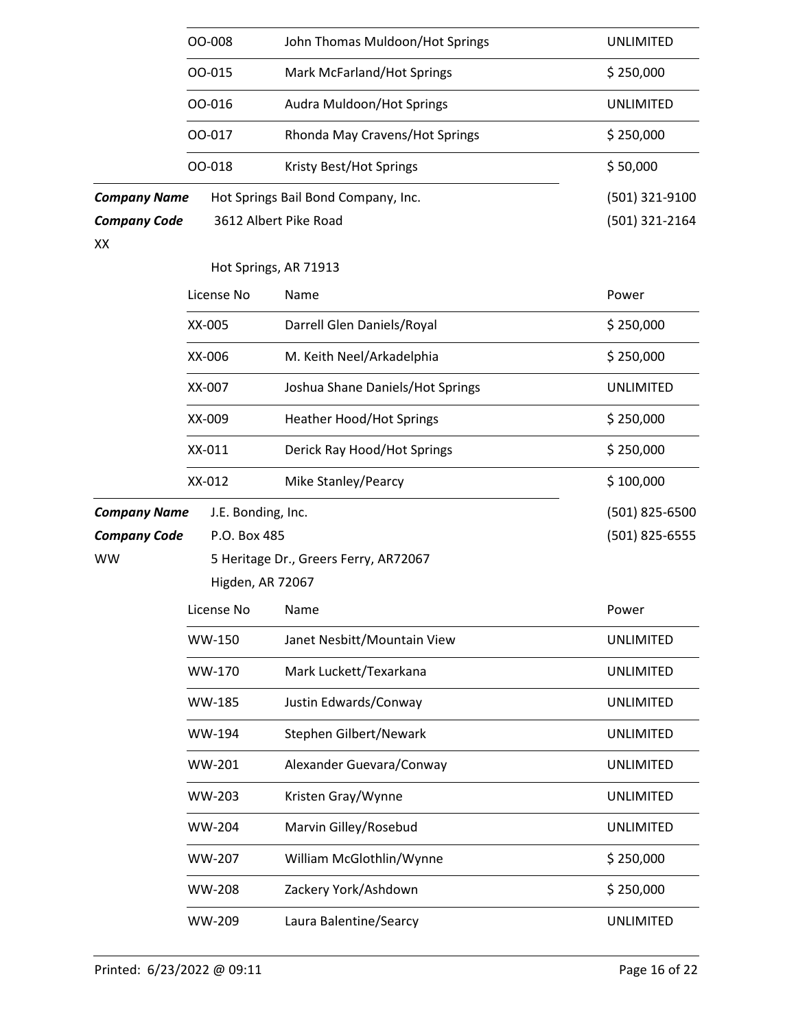| License No | Name | Power |
|---|---|---|
| OO-008 | John Thomas Muldoon/Hot Springs | UNLIMITED |
| OO-015 | Mark McFarland/Hot Springs | $ 250,000 |
| OO-016 | Audra Muldoon/Hot Springs | UNLIMITED |
| OO-017 | Rhonda May Cravens/Hot Springs | $ 250,000 |
| OO-018 | Kristy Best/Hot Springs | $ 50,000 |

***Company Name*** Hot Springs Bail Bond Company, Inc. (501) 321-9100
***Company Code*** 3612 Albert Pike Road (501) 321-2164
XX

Hot Springs, AR 71913

| License No | Name | Power |
|---|---|---|
| XX-005 | Darrell Glen Daniels/Royal | $ 250,000 |
| XX-006 | M. Keith Neel/Arkadelphia | $ 250,000 |
| XX-007 | Joshua Shane Daniels/Hot Springs | UNLIMITED |
| XX-009 | Heather Hood/Hot Springs | $ 250,000 |
| XX-011 | Derick Ray Hood/Hot Springs | $ 250,000 |
| XX-012 | Mike Stanley/Pearcy | $ 100,000 |

***Company Name*** J.E. Bonding, Inc. (501) 825-6500
***Company Code*** P.O. Box 485 (501) 825-6555
WW 5 Heritage Dr., Greers Ferry, AR72067
Higden, AR 72067

| License No | Name | Power |
|---|---|---|
| WW-150 | Janet Nesbitt/Mountain View | UNLIMITED |
| WW-170 | Mark Luckett/Texarkana | UNLIMITED |
| WW-185 | Justin Edwards/Conway | UNLIMITED |
| WW-194 | Stephen Gilbert/Newark | UNLIMITED |
| WW-201 | Alexander Guevara/Conway | UNLIMITED |
| WW-203 | Kristen Gray/Wynne | UNLIMITED |
| WW-204 | Marvin Gilley/Rosebud | UNLIMITED |
| WW-207 | William McGlothlin/Wynne | $ 250,000 |
| WW-208 | Zackery York/Ashdown | $ 250,000 |
| WW-209 | Laura Balentine/Searcy | UNLIMITED |

Printed: 6/23/2022 @ 09:11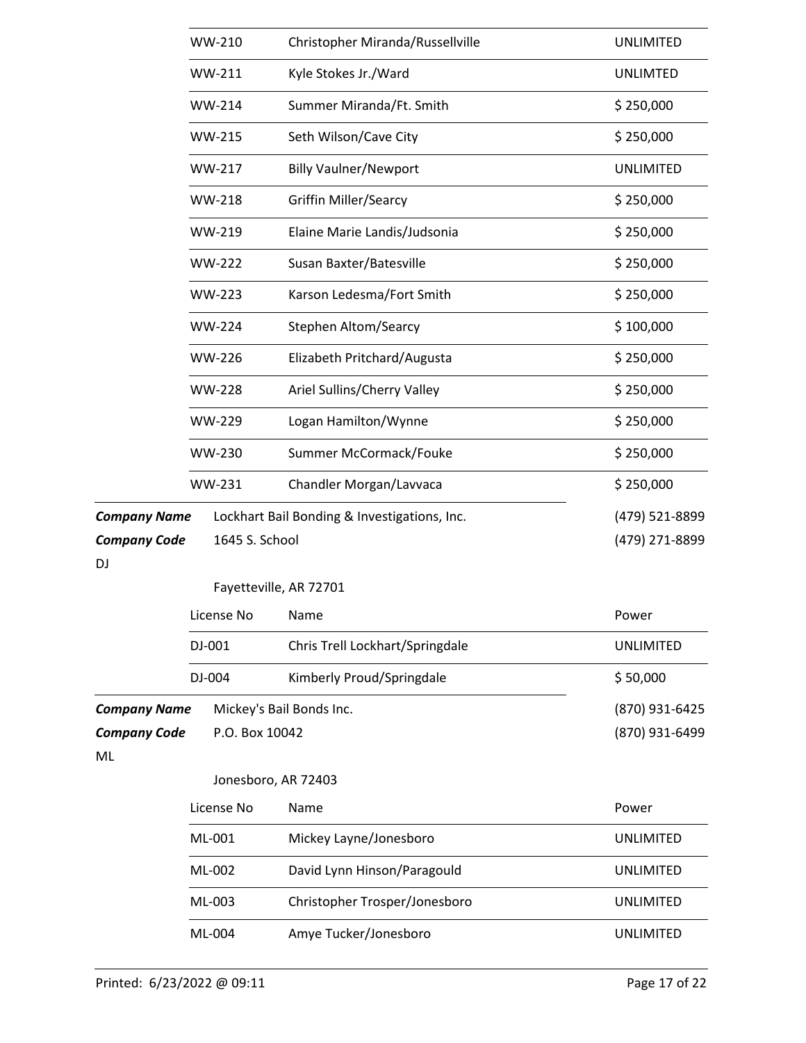| | | |
|---|---|---|
| WW-210 | Christopher Miranda/Russellville | UNLIMITED |
| WW-211 | Kyle Stokes Jr./Ward | UNLIMTED |
| WW-214 | Summer Miranda/Ft. Smith | $ 250,000 |
| WW-215 | Seth Wilson/Cave City | $ 250,000 |
| WW-217 | Billy Vaulner/Newport | UNLIMITED |
| WW-218 | Griffin Miller/Searcy | $ 250,000 |
| WW-219 | Elaine Marie Landis/Judsonia | $ 250,000 |
| WW-222 | Susan Baxter/Batesville | $ 250,000 |
| WW-223 | Karson Ledesma/Fort Smith | $ 250,000 |
| WW-224 | Stephen Altom/Searcy | $ 100,000 |
| WW-226 | Elizabeth Pritchard/Augusta | $ 250,000 |
| WW-228 | Ariel Sullins/Cherry Valley | $ 250,000 |
| WW-229 | Logan Hamilton/Wynne | $ 250,000 |
| WW-230 | Summer McCormack/Fouke | $ 250,000 |
| WW-231 | Chandler Morgan/Lavvaca | $ 250,000 |

***Company Name*** Lockhart Bail Bonding & Investigations, Inc. (479) 521-8899

***Company Code*** 1645 S. School (479) 271-8899

DJ

Fayetteville, AR 72701

| License No | Name | Power |
|---|---|---|
| DJ-001 | Chris Trell Lockhart/Springdale | UNLIMITED |
| DJ-004 | Kimberly Proud/Springdale | $ 50,000 |

***Company Name*** Mickey's Bail Bonds Inc. (870) 931-6425

***Company Code*** P.O. Box 10042 (870) 931-6499

ML

Jonesboro, AR 72403

| License No | Name | Power |
|---|---|---|
| ML-001 | Mickey Layne/Jonesboro | UNLIMITED |
| ML-002 | David Lynn Hinson/Paragould | UNLIMITED |
| ML-003 | Christopher Trosper/Jonesboro | UNLIMITED |
| ML-004 | Amye Tucker/Jonesboro | UNLIMITED |

Printed: 6/23/2022 @ 09:11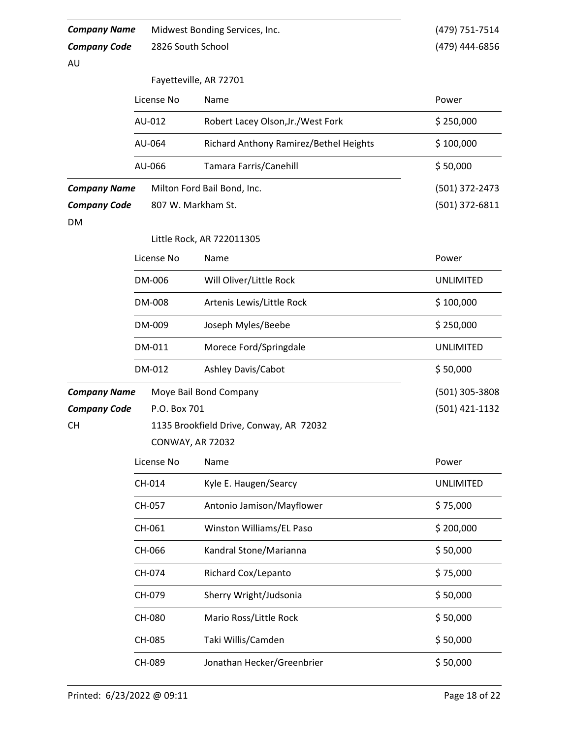**Company Name** Midwest Bonding Services, Inc. (479) 751-7514

**Company Code** 2826 South School (479) 444-6856

AU

Fayetteville, AR 72701

| License No | Name | Power |
|---|---|---|
| AU-012 | Robert Lacey Olson,Jr./West Fork | $ 250,000 |
| AU-064 | Richard Anthony Ramirez/Bethel Heights | $ 100,000 |
| AU-066 | Tamara Farris/Canehill | $ 50,000 |

**Company Name** Milton Ford Bail Bond, Inc. (501) 372-2473

**Company Code** 807 W. Markham St. (501) 372-6811

DM

Little Rock, AR 722011305

| License No | Name | Power |
|---|---|---|
| DM-006 | Will Oliver/Little Rock | UNLIMITED |
| DM-008 | Artenis Lewis/Little Rock | $ 100,000 |
| DM-009 | Joseph Myles/Beebe | $ 250,000 |
| DM-011 | Morece Ford/Springdale | UNLIMITED |
| DM-012 | Ashley Davis/Cabot | $ 50,000 |

**Company Name** Moye Bail Bond Company (501) 305-3808

**Company Code** P.O. Box 701 (501) 421-1132

CH

1135 Brookfield Drive, Conway, AR 72032

CONWAY, AR 72032

| License No | Name | Power |
|---|---|---|
| CH-014 | Kyle E. Haugen/Searcy | UNLIMITED |
| CH-057 | Antonio Jamison/Mayflower | $ 75,000 |
| CH-061 | Winston Williams/EL Paso | $ 200,000 |
| CH-066 | Kandral Stone/Marianna | $ 50,000 |
| CH-074 | Richard Cox/Lepanto | $ 75,000 |
| CH-079 | Sherry Wright/Judsonia | $ 50,000 |
| CH-080 | Mario Ross/Little Rock | $ 50,000 |
| CH-085 | Taki Willis/Camden | $ 50,000 |
| CH-089 | Jonathan Hecker/Greenbrier | $ 50,000 |

Printed: 6/23/2022 @ 09:11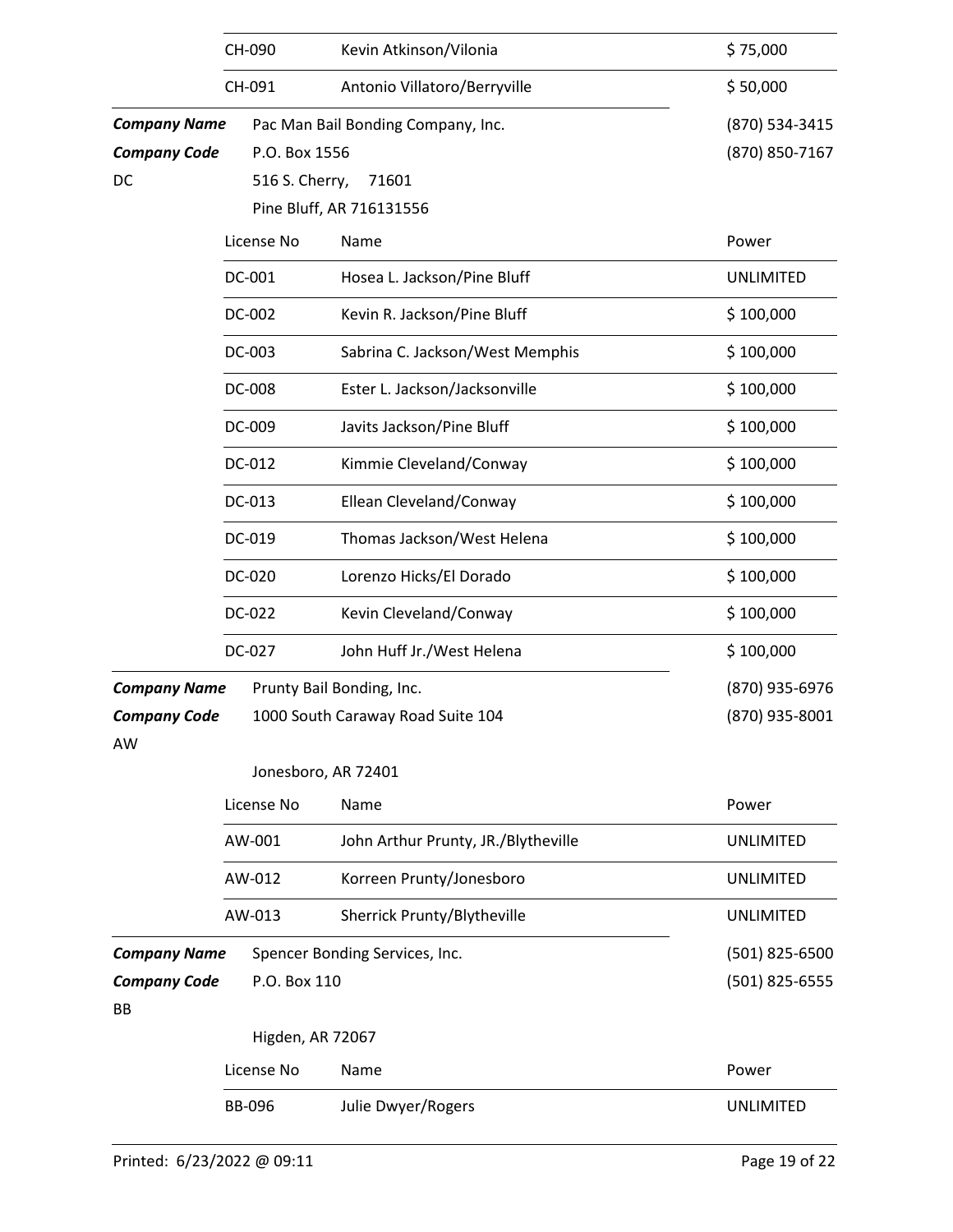| License No | Name | Power |
| --- | --- | --- |
| CH-090 | Kevin Atkinson/Vilonia | $ 75,000 |
| CH-091 | Antonio Villatoro/Berryville | $ 50,000 |

***Company Name*** Pac Man Bail Bonding Company, Inc. (870) 534-3415

***Company Code*** P.O. Box 1556 (870) 850-7167

DC

516 S. Cherry, 71601

Pine Bluff, AR 716131556

| License No | Name | Power |
| --- | --- | --- |
| DC-001 | Hosea L. Jackson/Pine Bluff | UNLIMITED |
| DC-002 | Kevin R. Jackson/Pine Bluff | $ 100,000 |
| DC-003 | Sabrina C. Jackson/West Memphis | $ 100,000 |
| DC-008 | Ester L. Jackson/Jacksonville | $ 100,000 |
| DC-009 | Javits Jackson/Pine Bluff | $ 100,000 |
| DC-012 | Kimmie Cleveland/Conway | $ 100,000 |
| DC-013 | Ellean Cleveland/Conway | $ 100,000 |
| DC-019 | Thomas Jackson/West Helena | $ 100,000 |
| DC-020 | Lorenzo Hicks/El Dorado | $ 100,000 |
| DC-022 | Kevin Cleveland/Conway | $ 100,000 |
| DC-027 | John Huff Jr./West Helena | $ 100,000 |

***Company Name*** Prunty Bail Bonding, Inc. (870) 935-6976

***Company Code*** 1000 South Caraway Road Suite 104 (870) 935-8001

AW

Jonesboro, AR 72401

| License No | Name | Power |
| --- | --- | --- |
| AW-001 | John Arthur Prunty, JR./Blytheville | UNLIMITED |
| AW-012 | Korreen Prunty/Jonesboro | UNLIMITED |
| AW-013 | Sherrick Prunty/Blytheville | UNLIMITED |

***Company Name*** Spencer Bonding Services, Inc. (501) 825-6500

***Company Code*** P.O. Box 110 (501) 825-6555

BB

Higden, AR 72067

| License No | Name | Power |
| --- | --- | --- |
| BB-096 | Julie Dwyer/Rogers | UNLIMITED |

Printed: 6/23/2022 @ 09:11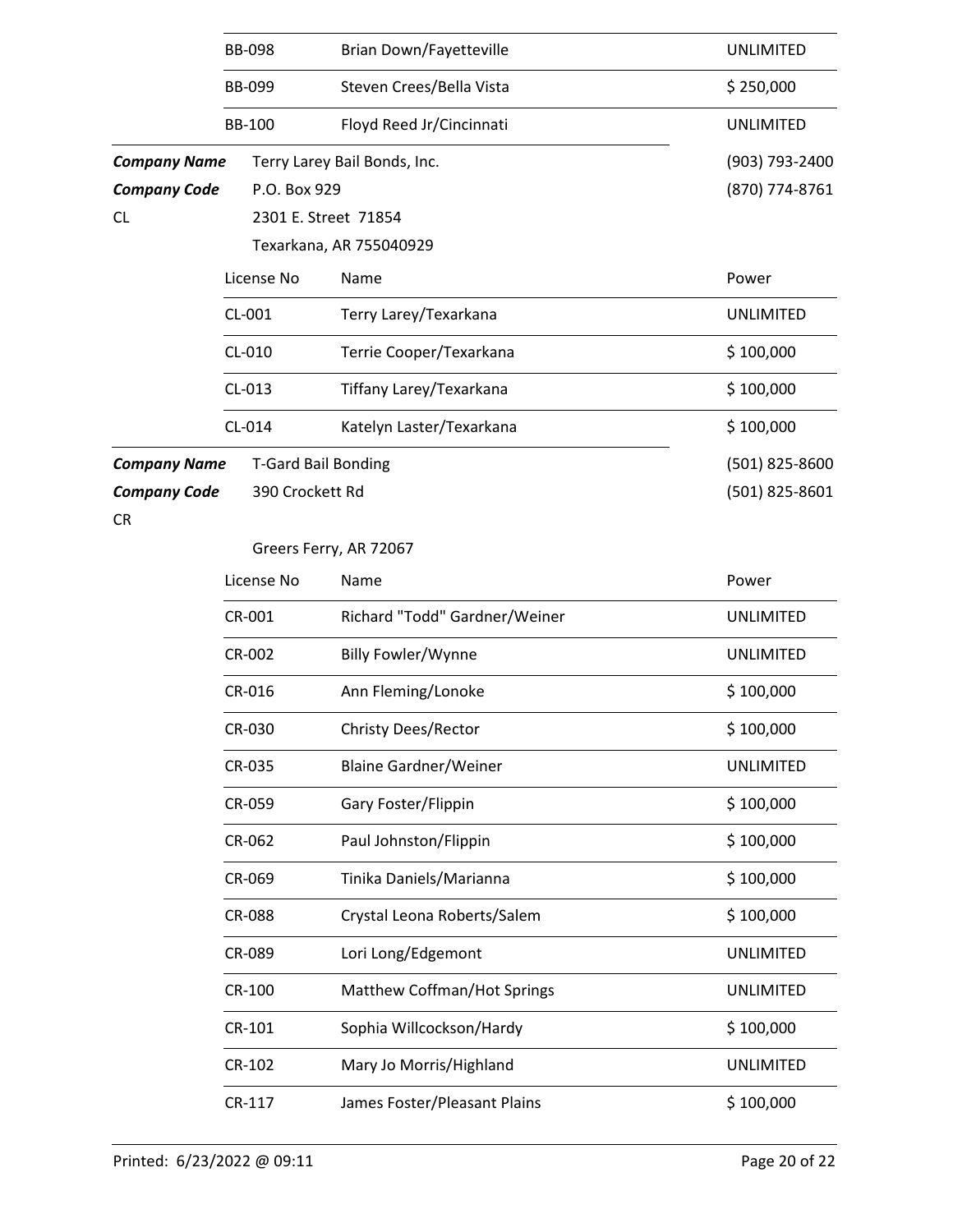| License No | Name | Power |
|---|---|---|
| BB-098 | Brian Down/Fayetteville | UNLIMITED |
| BB-099 | Steven Crees/Bella Vista | $ 250,000 |
| BB-100 | Floyd Reed Jr/Cincinnati | UNLIMITED |

***Company Name*** Terry Larey Bail Bonds, Inc. (903) 793-2400
***Company Code*** P.O. Box 929 (870) 774-8761
CL 2301 E. Street 71854
Texarkana, AR 755040929

| License No | Name | Power |
|---|---|---|
| CL-001 | Terry Larey/Texarkana | UNLIMITED |
| CL-010 | Terrie Cooper/Texarkana | $ 100,000 |
| CL-013 | Tiffany Larey/Texarkana | $ 100,000 |
| CL-014 | Katelyn Laster/Texarkana | $ 100,000 |

***Company Name*** T-Gard Bail Bonding (501) 825-8600
***Company Code*** 390 Crockett Rd (501) 825-8601
CR
Greers Ferry, AR 72067

| License No | Name | Power |
|---|---|---|
| CR-001 | Richard "Todd" Gardner/Weiner | UNLIMITED |
| CR-002 | Billy Fowler/Wynne | UNLIMITED |
| CR-016 | Ann Fleming/Lonoke | $ 100,000 |
| CR-030 | Christy Dees/Rector | $ 100,000 |
| CR-035 | Blaine Gardner/Weiner | UNLIMITED |
| CR-059 | Gary Foster/Flippin | $ 100,000 |
| CR-062 | Paul Johnston/Flippin | $ 100,000 |
| CR-069 | Tinika Daniels/Marianna | $ 100,000 |
| CR-088 | Crystal Leona Roberts/Salem | $ 100,000 |
| CR-089 | Lori Long/Edgemont | UNLIMITED |
| CR-100 | Matthew Coffman/Hot Springs | UNLIMITED |
| CR-101 | Sophia Willcockson/Hardy | $ 100,000 |
| CR-102 | Mary Jo Morris/Highland | UNLIMITED |
| CR-117 | James Foster/Pleasant Plains | $ 100,000 |

Printed: 6/23/2022 @ 09:11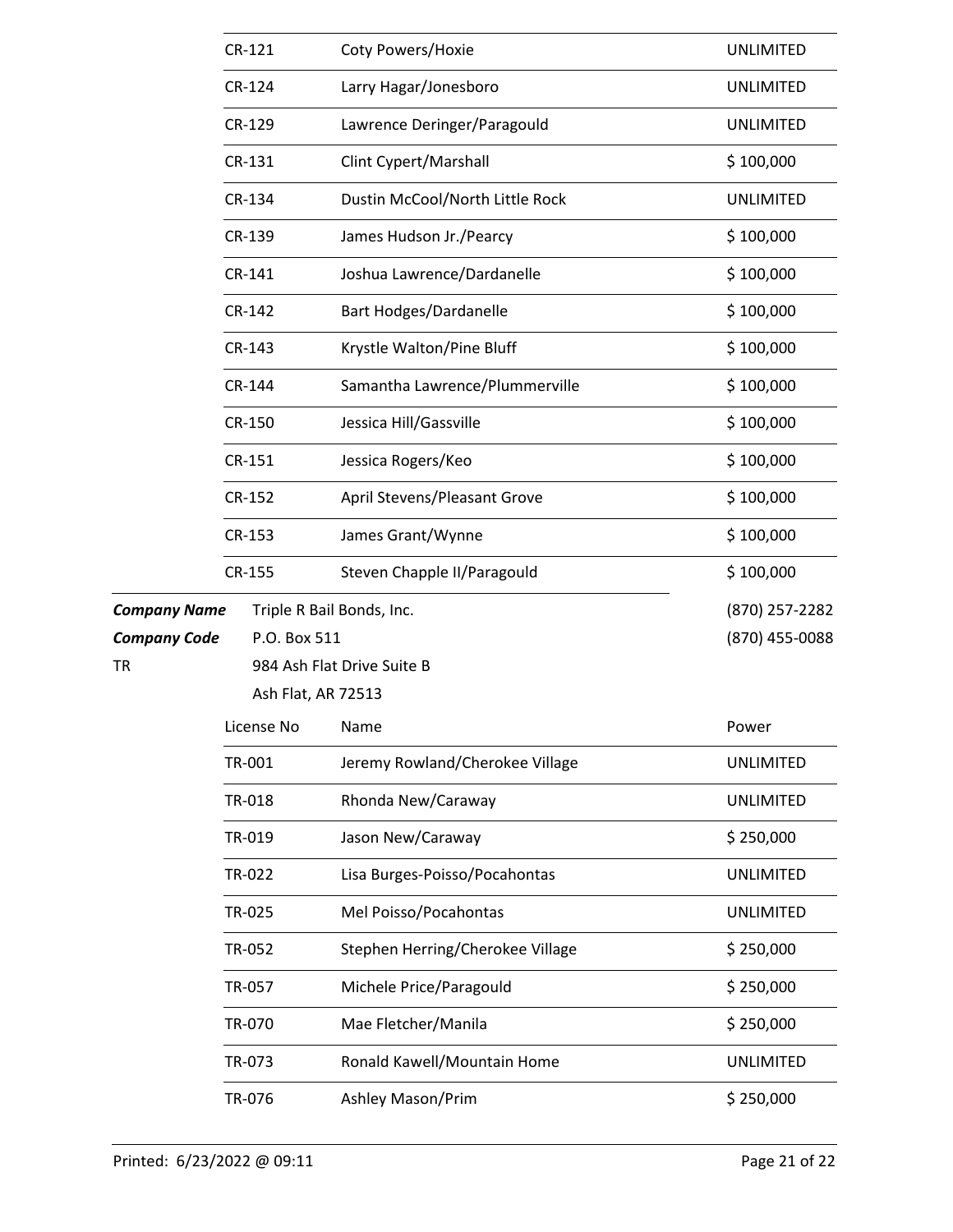| License No | Name | Power |
|---|---|---|
| CR-121 | Coty Powers/Hoxie | UNLIMITED |
| CR-124 | Larry Hagar/Jonesboro | UNLIMITED |
| CR-129 | Lawrence Deringer/Paragould | UNLIMITED |
| CR-131 | Clint Cypert/Marshall | $ 100,000 |
| CR-134 | Dustin McCool/North Little Rock | UNLIMITED |
| CR-139 | James Hudson Jr./Pearcy | $ 100,000 |
| CR-141 | Joshua Lawrence/Dardanelle | $ 100,000 |
| CR-142 | Bart Hodges/Dardanelle | $ 100,000 |
| CR-143 | Krystle Walton/Pine Bluff | $ 100,000 |
| CR-144 | Samantha Lawrence/Plummerville | $ 100,000 |
| CR-150 | Jessica Hill/Gassville | $ 100,000 |
| CR-151 | Jessica Rogers/Keo | $ 100,000 |
| CR-152 | April Stevens/Pleasant Grove | $ 100,000 |
| CR-153 | James Grant/Wynne | $ 100,000 |
| CR-155 | Steven Chapple II/Paragould | $ 100,000 |

***Company Name*** Triple R Bail Bonds, Inc. (870) 257-2282

***Company Code*** P.O. Box 511 (870) 455-0088

TR
984 Ash Flat Drive Suite B
Ash Flat, AR 72513

| License No | Name | Power |
|---|---|---|
| TR-001 | Jeremy Rowland/Cherokee Village | UNLIMITED |
| TR-018 | Rhonda New/Caraway | UNLIMITED |
| TR-019 | Jason New/Caraway | $ 250,000 |
| TR-022 | Lisa Burges-Poisso/Pocahontas | UNLIMITED |
| TR-025 | Mel Poisso/Pocahontas | UNLIMITED |
| TR-052 | Stephen Herring/Cherokee Village | $ 250,000 |
| TR-057 | Michele Price/Paragould | $ 250,000 |
| TR-070 | Mae Fletcher/Manila | $ 250,000 |
| TR-073 | Ronald Kawell/Mountain Home | UNLIMITED |
| TR-076 | Ashley Mason/Prim | $ 250,000 |

Printed: 6/23/2022 @ 09:11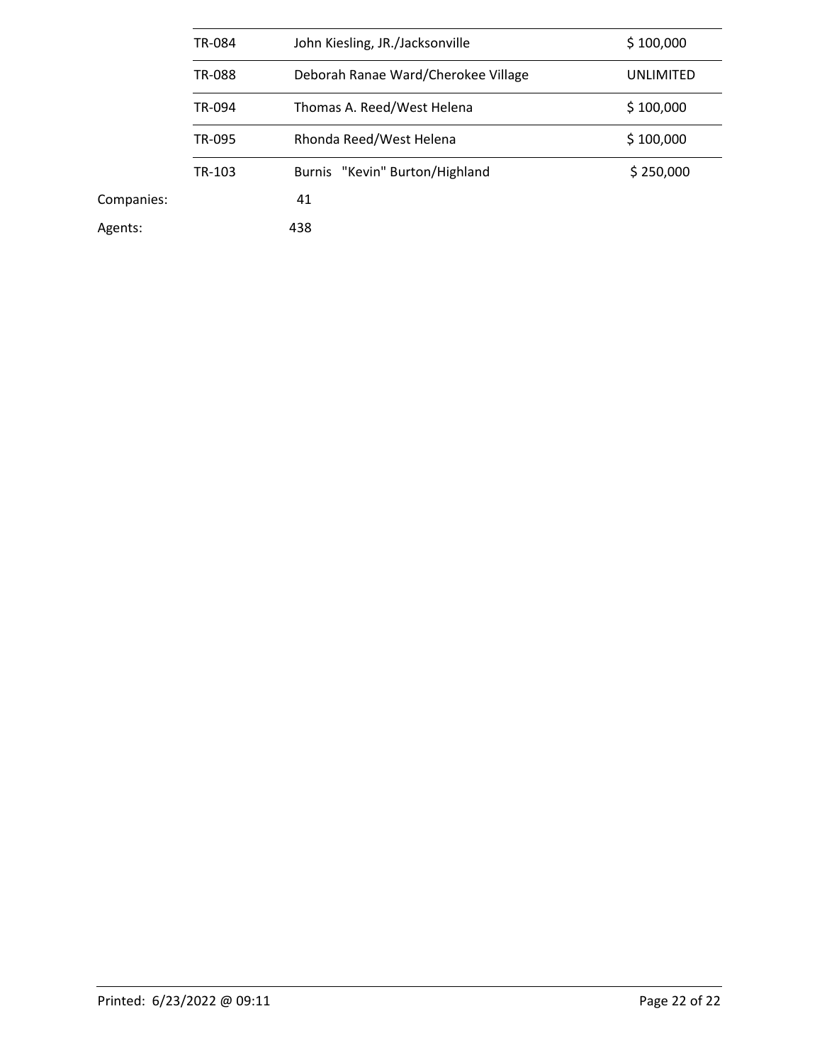| | | | |
|---|---|---|---|
| | TR-084 | John Kiesling, JR./Jacksonville | $ 100,000 |
| | TR-088 | Deborah Ranae Ward/Cherokee Village | UNLIMITED |
| | TR-094 | Thomas A. Reed/West Helena | $ 100,000 |
| | TR-095 | Rhonda Reed/West Helena | $ 100,000 |
| | TR-103 | Burnis "Kevin" Burton/Highland | $ 250,000 |
| Companies: | | 41 | |
| Agents: | | 438 | |

Printed: 6/23/2022 @ 09:11